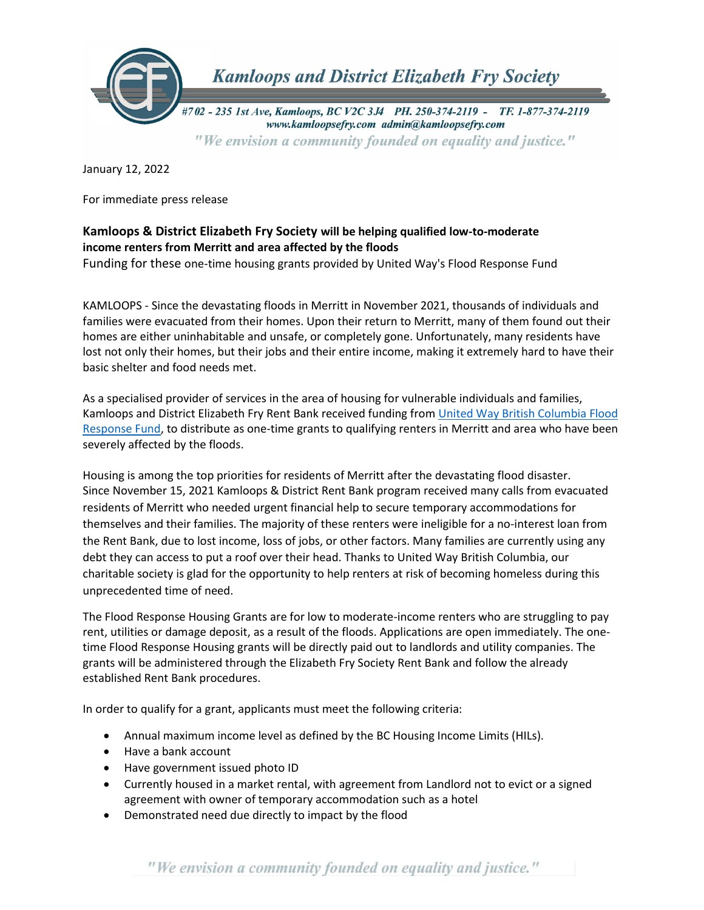# Kamloops and District Elizabeth Fry Society

#702 - 235 1st Ave, Kamloops, BC V2C 3J4 PH. 250-374-2119 - TF. 1-877-374-2119
www.kamloopsefry.com admin@kamloopsefry.com

*"We envision a community founded on equality and justice."*

January 12, 2022

For immediate press release

**Kamloops & District Elizabeth Fry Society will be helping qualified low-to-moderate income renters from Merritt and area affected by the floods**

Funding for these one-time housing grants provided by United Way's Flood Response Fund

KAMLOOPS - Since the devastating floods in Merritt in November 2021, thousands of individuals and families were evacuated from their homes. Upon their return to Merritt, many of them found out their homes are either uninhabitable and unsafe, or completely gone. Unfortunately, many residents have lost not only their homes, but their jobs and their entire income, making it extremely hard to have their basic shelter and food needs met.

As a specialised provider of services in the area of housing for vulnerable individuals and families, Kamloops and District Elizabeth Fry Rent Bank received funding from United Way British Columbia Flood Response Fund, to distribute as one-time grants to qualifying renters in Merritt and area who have been severely affected by the floods.

Housing is among the top priorities for residents of Merritt after the devastating flood disaster. Since November 15, 2021 Kamloops & District Rent Bank program received many calls from evacuated residents of Merritt who needed urgent financial help to secure temporary accommodations for themselves and their families. The majority of these renters were ineligible for a no-interest loan from the Rent Bank, due to lost income, loss of jobs, or other factors. Many families are currently using any debt they can access to put a roof over their head. Thanks to United Way British Columbia, our charitable society is glad for the opportunity to help renters at risk of becoming homeless during this unprecedented time of need.

The Flood Response Housing Grants are for low to moderate-income renters who are struggling to pay rent, utilities or damage deposit, as a result of the floods. Applications are open immediately. The one-time Flood Response Housing grants will be directly paid out to landlords and utility companies. The grants will be administered through the Elizabeth Fry Society Rent Bank and follow the already established Rent Bank procedures.

In order to qualify for a grant, applicants must meet the following criteria:

- Annual maximum income level as defined by the BC Housing Income Limits (HILs).
- Have a bank account
- Have government issued photo ID
- Currently housed in a market rental, with agreement from Landlord not to evict or a signed agreement with owner of temporary accommodation such as a hotel
- Demonstrated need due directly to impact by the flood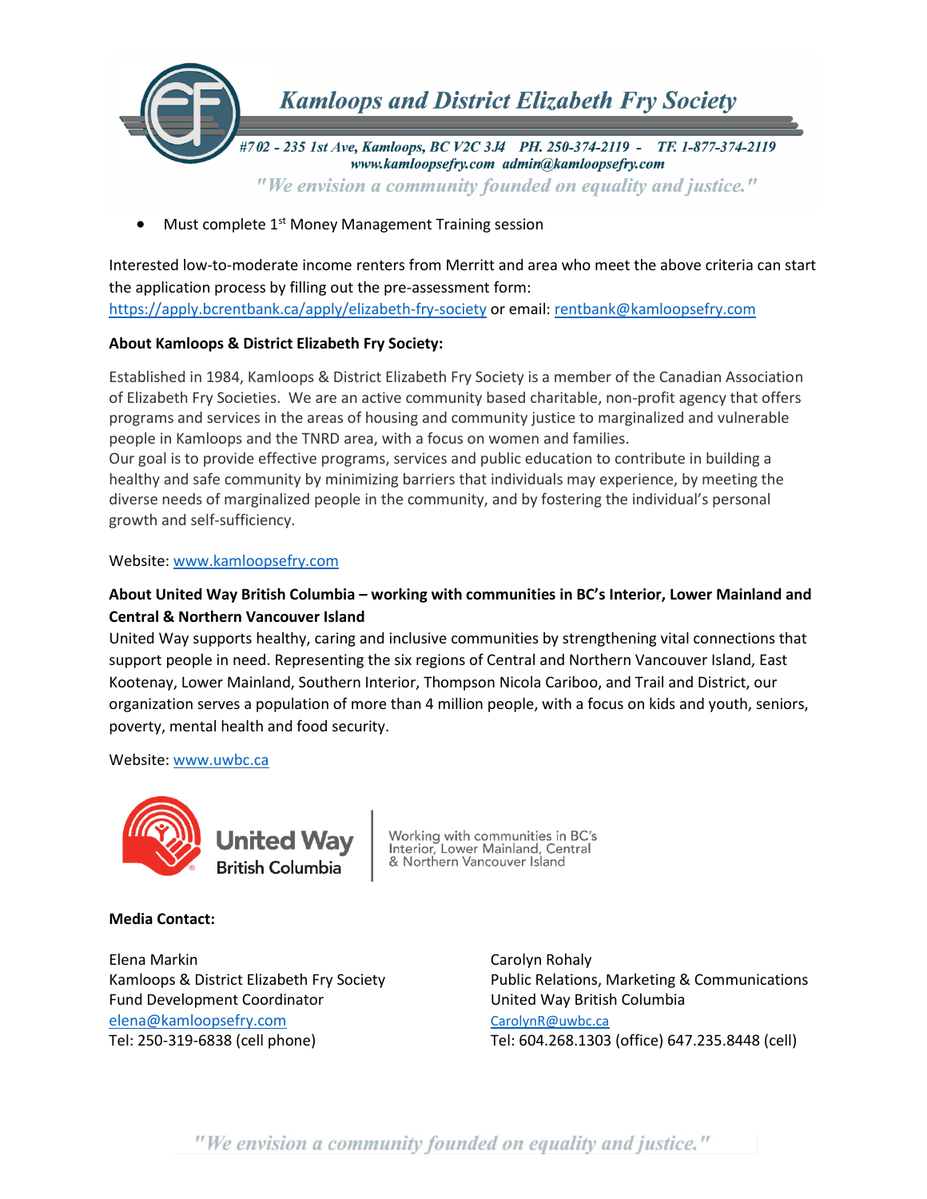- Must complete 1st Money Management Training session

Interested low-to-moderate income renters from Merritt and area who meet the above criteria can start the application process by filling out the pre-assessment form: https://apply.bcrentbank.ca/apply/elizabeth-fry-society or email: rentbank@kamloopsefry.com

**About Kamloops & District Elizabeth Fry Society:**

Established in 1984, Kamloops & District Elizabeth Fry Society is a member of the Canadian Association of Elizabeth Fry Societies. We are an active community based charitable, non-profit agency that offers programs and services in the areas of housing and community justice to marginalized and vulnerable people in Kamloops and the TNRD area, with a focus on women and families.
Our goal is to provide effective programs, services and public education to contribute in building a healthy and safe community by minimizing barriers that individuals may experience, by meeting the diverse needs of marginalized people in the community, and by fostering the individual's personal growth and self-sufficiency.

Website: www.kamloopsefry.com

**About United Way British Columbia – working with communities in BC's Interior, Lower Mainland and Central & Northern Vancouver Island**

United Way supports healthy, caring and inclusive communities by strengthening vital connections that support people in need. Representing the six regions of Central and Northern Vancouver Island, East Kootenay, Lower Mainland, Southern Interior, Thompson Nicola Cariboo, and Trail and District, our organization serves a population of more than 4 million people, with a focus on kids and youth, seniors, poverty, mental health and food security.

Website: www.uwbc.ca

United Way British Columbia | Working with communities in BC's Interior, Lower Mainland, Central & Northern Vancouver Island

**Media Contact:**

Elena Markin
Kamloops & District Elizabeth Fry Society
Fund Development Coordinator
elena@kamloopsefry.com
Tel: 250-319-6838 (cell phone)

Carolyn Rohaly
Public Relations, Marketing & Communications
United Way British Columbia
CarolynR@uwbc.ca
Tel: 604.268.1303 (office) 647.235.8448 (cell)